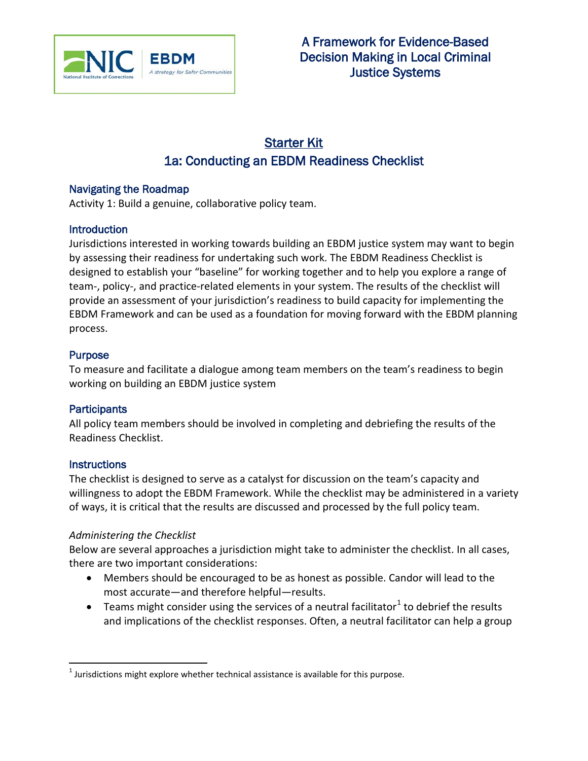# A Framework for Evidence-Based Decision Making in Local Criminal Justice Systems

## Starter Kit
## 1a: Conducting an EBDM Readiness Checklist

### Navigating the Roadmap

Activity 1: Build a genuine, collaborative policy team.

### Introduction

Jurisdictions interested in working towards building an EBDM justice system may want to begin by assessing their readiness for undertaking such work. The EBDM Readiness Checklist is designed to establish your "baseline" for working together and to help you explore a range of team-, policy-, and practice-related elements in your system. The results of the checklist will provide an assessment of your jurisdiction's readiness to build capacity for implementing the EBDM Framework and can be used as a foundation for moving forward with the EBDM planning process.

### Purpose

To measure and facilitate a dialogue among team members on the team's readiness to begin working on building an EBDM justice system

### Participants

All policy team members should be involved in completing and debriefing the results of the Readiness Checklist.

### Instructions

The checklist is designed to serve as a catalyst for discussion on the team's capacity and willingness to adopt the EBDM Framework. While the checklist may be administered in a variety of ways, it is critical that the results are discussed and processed by the full policy team.

*Administering the Checklist*

Below are several approaches a jurisdiction might take to administer the checklist. In all cases, there are two important considerations:

- Members should be encouraged to be as honest as possible. Candor will lead to the most accurate—and therefore helpful—results.
- Teams might consider using the services of a neutral facilitator[1] to debrief the results and implications of the checklist responses. Often, a neutral facilitator can help a group

[1] Jurisdictions might explore whether technical assistance is available for this purpose.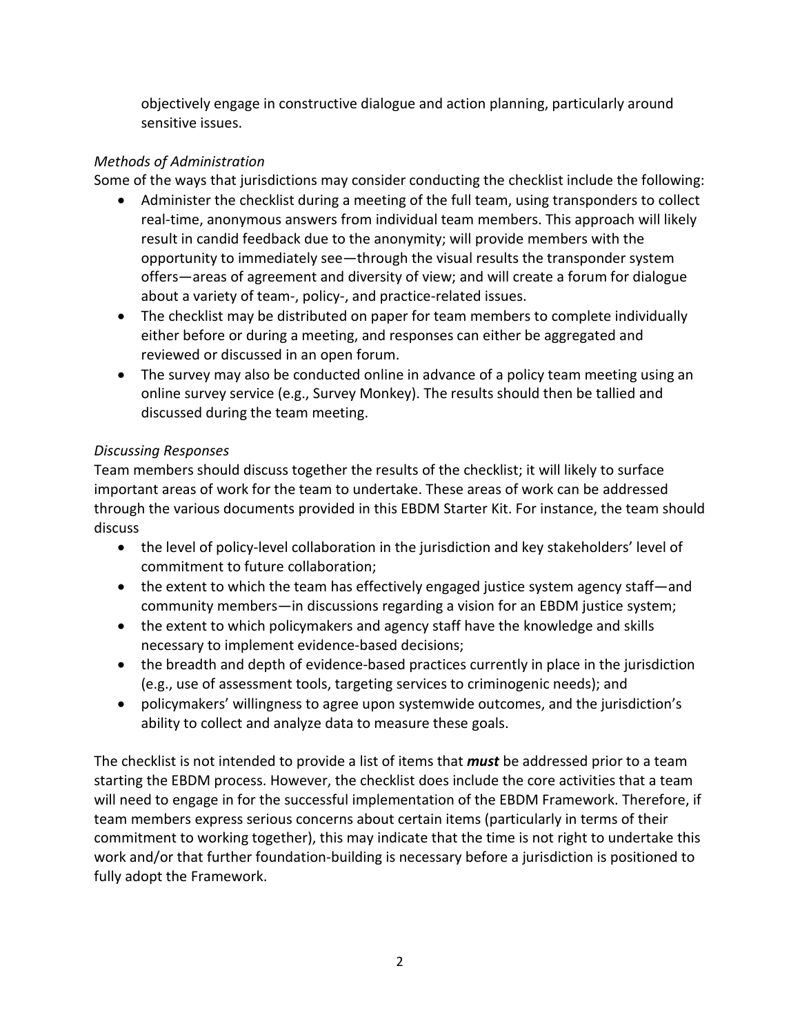objectively engage in constructive dialogue and action planning, particularly around sensitive issues.

*Methods of Administration*

Some of the ways that jurisdictions may consider conducting the checklist include the following:

- Administer the checklist during a meeting of the full team, using transponders to collect real-time, anonymous answers from individual team members. This approach will likely result in candid feedback due to the anonymity; will provide members with the opportunity to immediately see—through the visual results the transponder system offers—areas of agreement and diversity of view; and will create a forum for dialogue about a variety of team-, policy-, and practice-related issues.
- The checklist may be distributed on paper for team members to complete individually either before or during a meeting, and responses can either be aggregated and reviewed or discussed in an open forum.
- The survey may also be conducted online in advance of a policy team meeting using an online survey service (e.g., Survey Monkey). The results should then be tallied and discussed during the team meeting.

*Discussing Responses*

Team members should discuss together the results of the checklist; it will likely to surface important areas of work for the team to undertake. These areas of work can be addressed through the various documents provided in this EBDM Starter Kit. For instance, the team should discuss

- the level of policy-level collaboration in the jurisdiction and key stakeholders' level of commitment to future collaboration;
- the extent to which the team has effectively engaged justice system agency staff—and community members—in discussions regarding a vision for an EBDM justice system;
- the extent to which policymakers and agency staff have the knowledge and skills necessary to implement evidence-based decisions;
- the breadth and depth of evidence-based practices currently in place in the jurisdiction (e.g., use of assessment tools, targeting services to criminogenic needs); and
- policymakers' willingness to agree upon systemwide outcomes, and the jurisdiction's ability to collect and analyze data to measure these goals.

The checklist is not intended to provide a list of items that ***must*** be addressed prior to a team starting the EBDM process. However, the checklist does include the core activities that a team will need to engage in for the successful implementation of the EBDM Framework. Therefore, if team members express serious concerns about certain items (particularly in terms of their commitment to working together), this may indicate that the time is not right to undertake this work and/or that further foundation-building is necessary before a jurisdiction is positioned to fully adopt the Framework.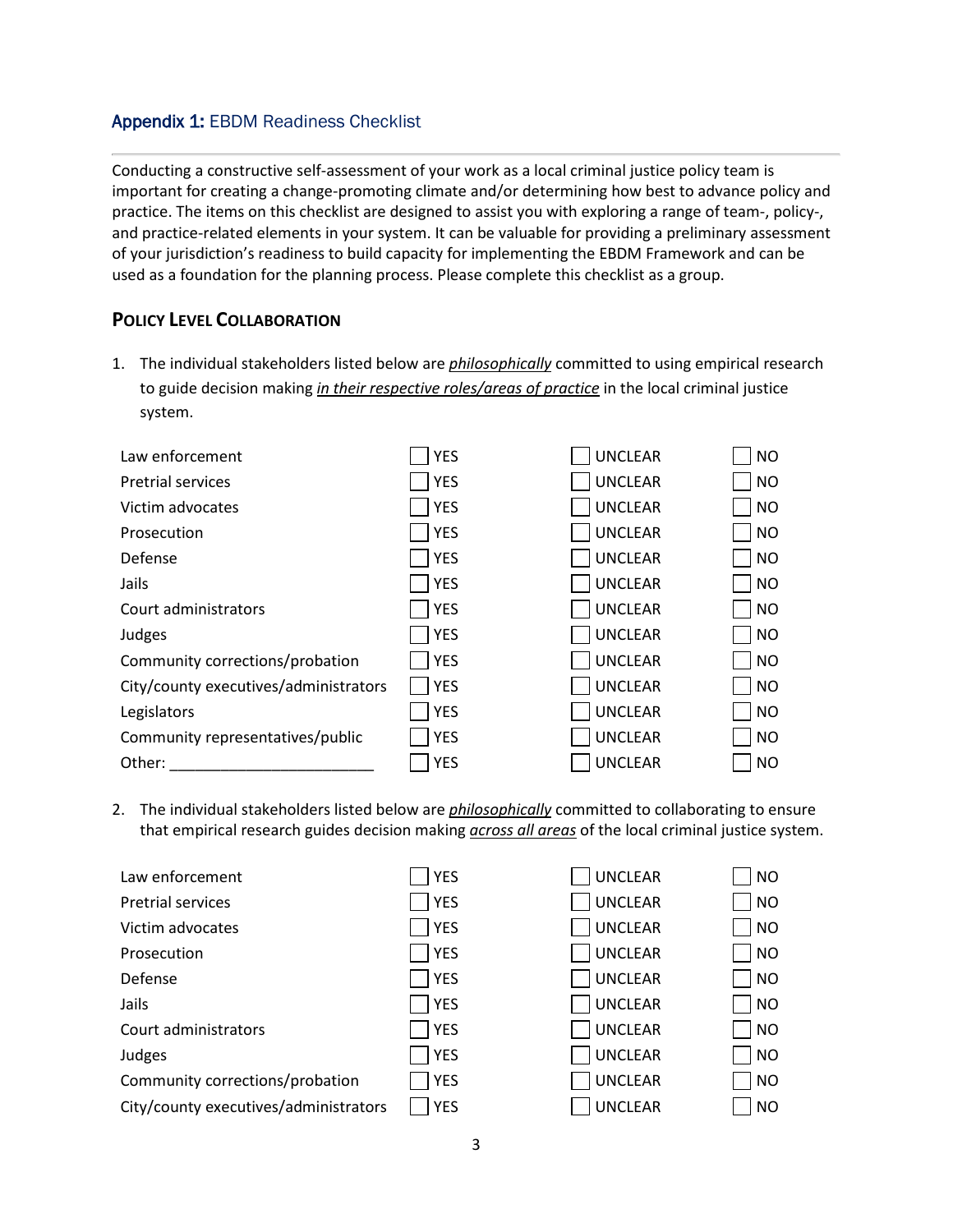## **Appendix 1:** EBDM Readiness Checklist

Conducting a constructive self-assessment of your work as a local criminal justice policy team is important for creating a change-promoting climate and/or determining how best to advance policy and practice. The items on this checklist are designed to assist you with exploring a range of team-, policy-, and practice-related elements in your system. It can be valuable for providing a preliminary assessment of your jurisdiction's readiness to build capacity for implementing the EBDM Framework and can be used as a foundation for the planning process. Please complete this checklist as a group.

### **POLICY LEVEL COLLABORATION**

1. The individual stakeholders listed below are ***philosophically*** committed to using empirical research to guide decision making ***in their respective roles/areas of practice*** in the local criminal justice system.

| | | | |
|---|---|---|---|
| Law enforcement | ☐ YES | ☐ UNCLEAR | ☐ NO |
| Pretrial services | ☐ YES | ☐ UNCLEAR | ☐ NO |
| Victim advocates | ☐ YES | ☐ UNCLEAR | ☐ NO |
| Prosecution | ☐ YES | ☐ UNCLEAR | ☐ NO |
| Defense | ☐ YES | ☐ UNCLEAR | ☐ NO |
| Jails | ☐ YES | ☐ UNCLEAR | ☐ NO |
| Court administrators | ☐ YES | ☐ UNCLEAR | ☐ NO |
| Judges | ☐ YES | ☐ UNCLEAR | ☐ NO |
| Community corrections/probation | ☐ YES | ☐ UNCLEAR | ☐ NO |
| City/county executives/administrators | ☐ YES | ☐ UNCLEAR | ☐ NO |
| Legislators | ☐ YES | ☐ UNCLEAR | ☐ NO |
| Community representatives/public | ☐ YES | ☐ UNCLEAR | ☐ NO |
| Other: ________________________ | ☐ YES | ☐ UNCLEAR | ☐ NO |

2. The individual stakeholders listed below are ***philosophically*** committed to collaborating to ensure that empirical research guides decision making ***across all areas*** of the local criminal justice system.

| | | | |
|---|---|---|---|
| Law enforcement | ☐ YES | ☐ UNCLEAR | ☐ NO |
| Pretrial services | ☐ YES | ☐ UNCLEAR | ☐ NO |
| Victim advocates | ☐ YES | ☐ UNCLEAR | ☐ NO |
| Prosecution | ☐ YES | ☐ UNCLEAR | ☐ NO |
| Defense | ☐ YES | ☐ UNCLEAR | ☐ NO |
| Jails | ☐ YES | ☐ UNCLEAR | ☐ NO |
| Court administrators | ☐ YES | ☐ UNCLEAR | ☐ NO |
| Judges | ☐ YES | ☐ UNCLEAR | ☐ NO |
| Community corrections/probation | ☐ YES | ☐ UNCLEAR | ☐ NO |
| City/county executives/administrators | ☐ YES | ☐ UNCLEAR | ☐ NO |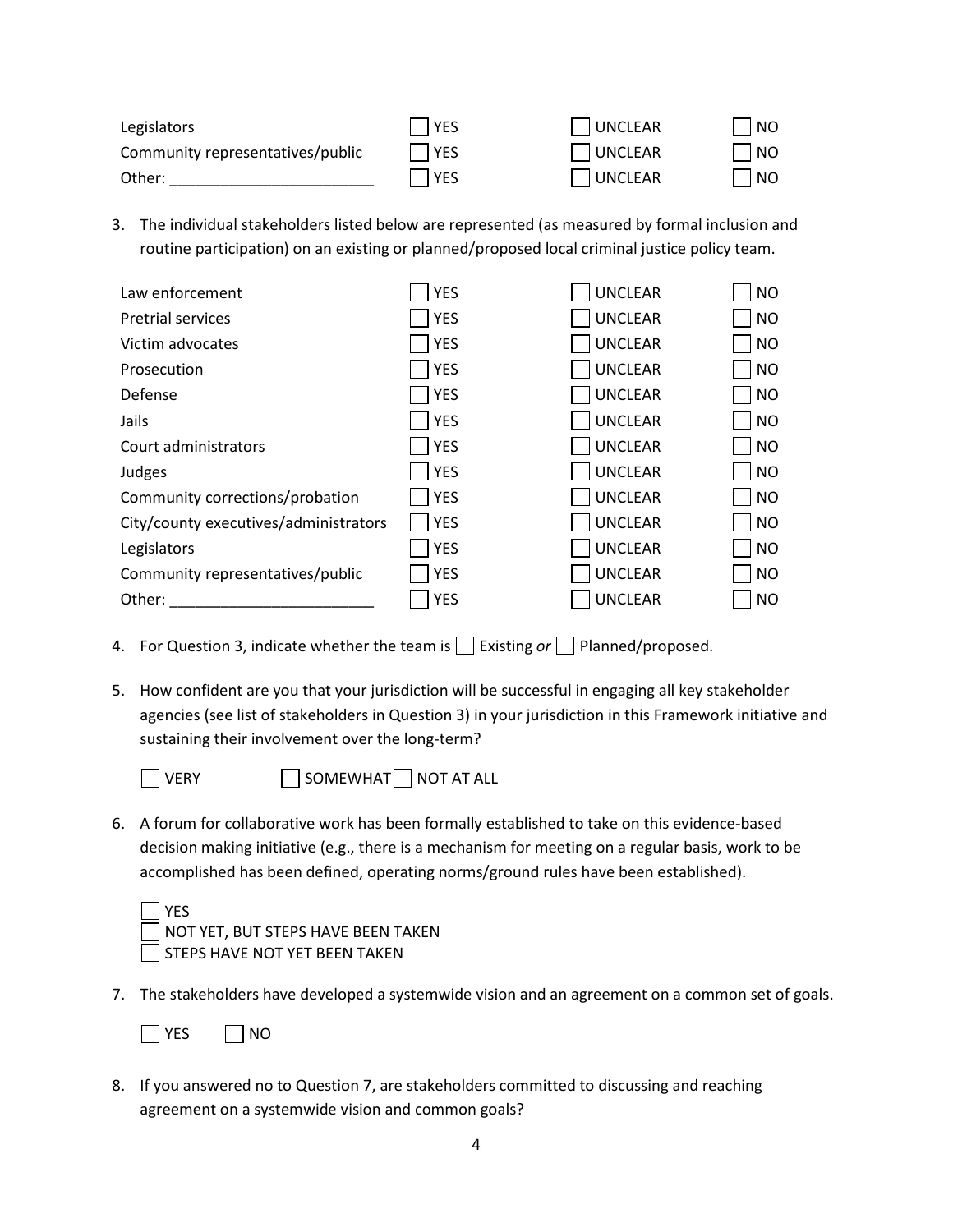| | | | |
|---|---|---|---|
| Legislators | ☐ YES | ☐ UNCLEAR | ☐ NO |
| Community representatives/public | ☐ YES | ☐ UNCLEAR | ☐ NO |
| Other: ________________________ | ☐ YES | ☐ UNCLEAR | ☐ NO |

3. The individual stakeholders listed below are represented (as measured by formal inclusion and routine participation) on an existing or planned/proposed local criminal justice policy team.

| | | | |
|---|---|---|---|
| Law enforcement | ☐ YES | ☐ UNCLEAR | ☐ NO |
| Pretrial services | ☐ YES | ☐ UNCLEAR | ☐ NO |
| Victim advocates | ☐ YES | ☐ UNCLEAR | ☐ NO |
| Prosecution | ☐ YES | ☐ UNCLEAR | ☐ NO |
| Defense | ☐ YES | ☐ UNCLEAR | ☐ NO |
| Jails | ☐ YES | ☐ UNCLEAR | ☐ NO |
| Court administrators | ☐ YES | ☐ UNCLEAR | ☐ NO |
| Judges | ☐ YES | ☐ UNCLEAR | ☐ NO |
| Community corrections/probation | ☐ YES | ☐ UNCLEAR | ☐ NO |
| City/county executives/administrators | ☐ YES | ☐ UNCLEAR | ☐ NO |
| Legislators | ☐ YES | ☐ UNCLEAR | ☐ NO |
| Community representatives/public | ☐ YES | ☐ UNCLEAR | ☐ NO |
| Other: ________________________ | ☐ YES | ☐ UNCLEAR | ☐ NO |

4. For Question 3, indicate whether the team is ☐ Existing *or* ☐ Planned/proposed.

5. How confident are you that your jurisdiction will be successful in engaging all key stakeholder agencies (see list of stakeholders in Question 3) in your jurisdiction in this Framework initiative and sustaining their involvement over the long-term?

   ☐ VERY ☐ SOMEWHAT ☐ NOT AT ALL

6. A forum for collaborative work has been formally established to take on this evidence-based decision making initiative (e.g., there is a mechanism for meeting on a regular basis, work to be accomplished has been defined, operating norms/ground rules have been established).

   ☐ YES
   ☐ NOT YET, BUT STEPS HAVE BEEN TAKEN
   ☐ STEPS HAVE NOT YET BEEN TAKEN

7. The stakeholders have developed a systemwide vision and an agreement on a common set of goals.

   ☐ YES ☐ NO

8. If you answered no to Question 7, are stakeholders committed to discussing and reaching agreement on a systemwide vision and common goals?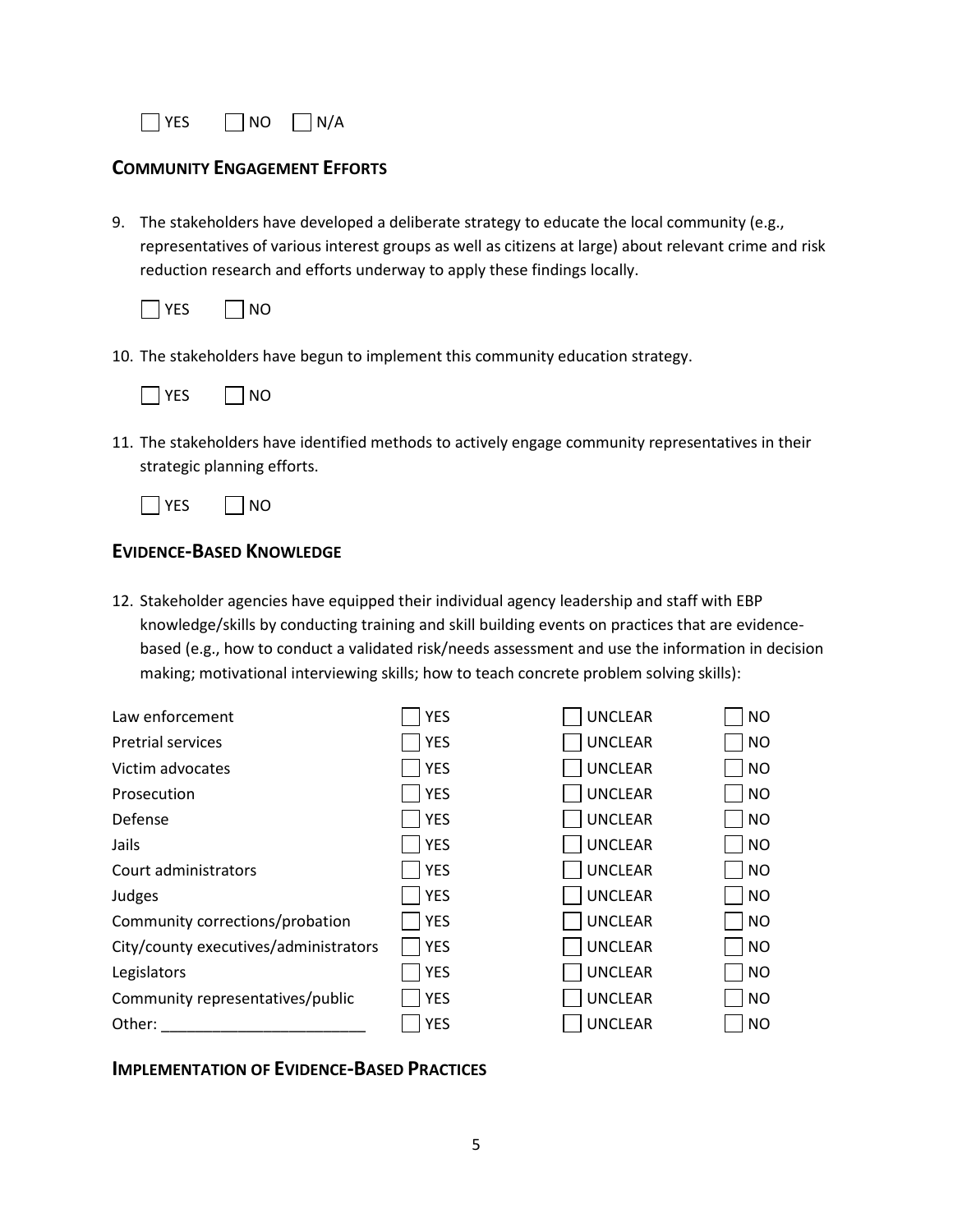☐ YES ☐ NO ☐ N/A

## Community Engagement Efforts

9. The stakeholders have developed a deliberate strategy to educate the local community (e.g., representatives of various interest groups as well as citizens at large) about relevant crime and risk reduction research and efforts underway to apply these findings locally.

   ☐ YES ☐ NO

10. The stakeholders have begun to implement this community education strategy.

    ☐ YES ☐ NO

11. The stakeholders have identified methods to actively engage community representatives in their strategic planning efforts.

    ☐ YES ☐ NO

## Evidence-Based Knowledge

12. Stakeholder agencies have equipped their individual agency leadership and staff with EBP knowledge/skills by conducting training and skill building events on practices that are evidence-based (e.g., how to conduct a validated risk/needs assessment and use the information in decision making; motivational interviewing skills; how to teach concrete problem solving skills):

| | | | |
|---|---|---|---|
| Law enforcement | ☐ YES | ☐ UNCLEAR | ☐ NO |
| Pretrial services | ☐ YES | ☐ UNCLEAR | ☐ NO |
| Victim advocates | ☐ YES | ☐ UNCLEAR | ☐ NO |
| Prosecution | ☐ YES | ☐ UNCLEAR | ☐ NO |
| Defense | ☐ YES | ☐ UNCLEAR | ☐ NO |
| Jails | ☐ YES | ☐ UNCLEAR | ☐ NO |
| Court administrators | ☐ YES | ☐ UNCLEAR | ☐ NO |
| Judges | ☐ YES | ☐ UNCLEAR | ☐ NO |
| Community corrections/probation | ☐ YES | ☐ UNCLEAR | ☐ NO |
| City/county executives/administrators | ☐ YES | ☐ UNCLEAR | ☐ NO |
| Legislators | ☐ YES | ☐ UNCLEAR | ☐ NO |
| Community representatives/public | ☐ YES | ☐ UNCLEAR | ☐ NO |
| Other: ________________________ | ☐ YES | ☐ UNCLEAR | ☐ NO |

## Implementation of Evidence-Based Practices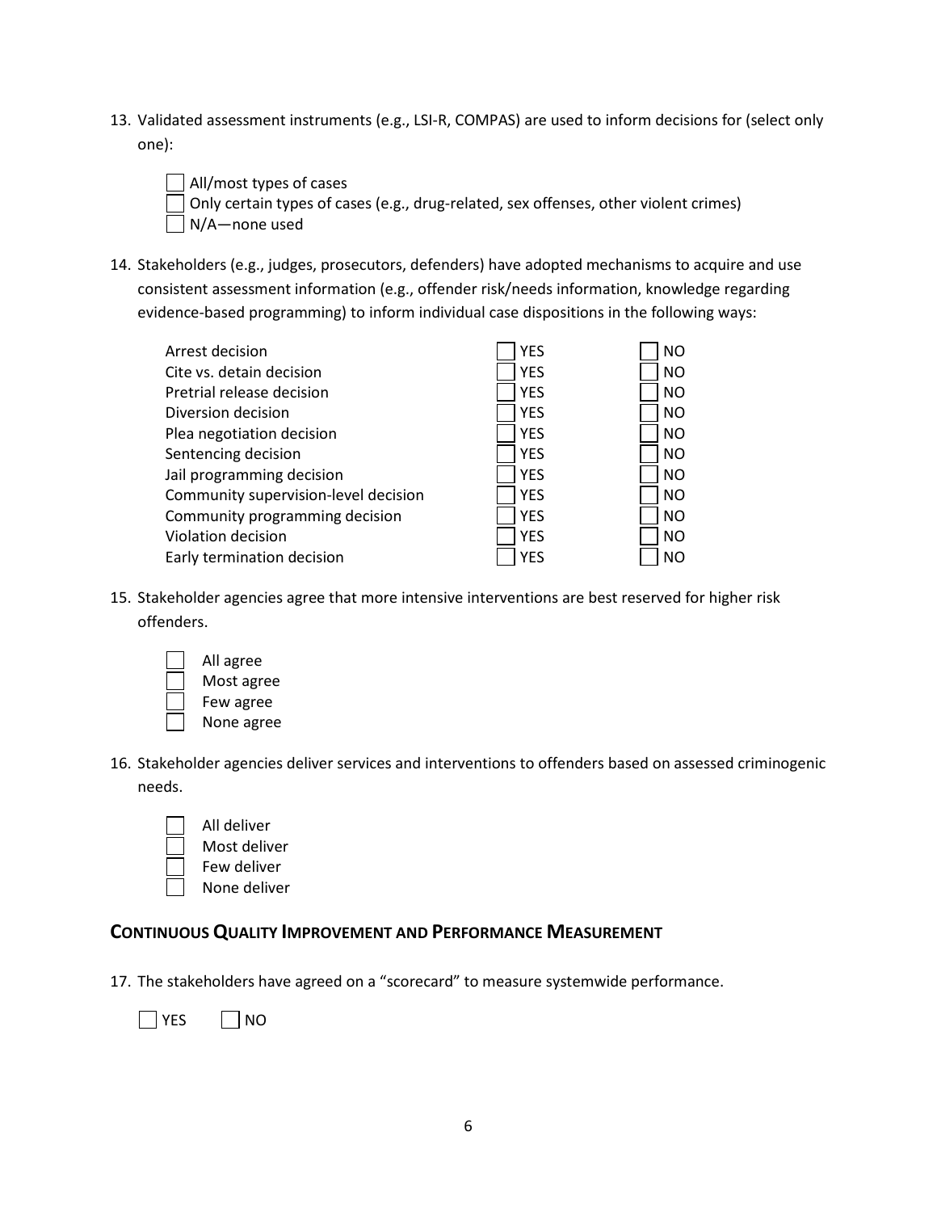13. Validated assessment instruments (e.g., LSI-R, COMPAS) are used to inform decisions for (select only one):

    - ☐ All/most types of cases
    - ☐ Only certain types of cases (e.g., drug-related, sex offenses, other violent crimes)
    - ☐ N/A—none used

14. Stakeholders (e.g., judges, prosecutors, defenders) have adopted mechanisms to acquire and use consistent assessment information (e.g., offender risk/needs information, knowledge regarding evidence-based programming) to inform individual case dispositions in the following ways:

| | | |
|---|---|---|
| Arrest decision | ☐ YES | ☐ NO |
| Cite vs. detain decision | ☐ YES | ☐ NO |
| Pretrial release decision | ☐ YES | ☐ NO |
| Diversion decision | ☐ YES | ☐ NO |
| Plea negotiation decision | ☐ YES | ☐ NO |
| Sentencing decision | ☐ YES | ☐ NO |
| Jail programming decision | ☐ YES | ☐ NO |
| Community supervision-level decision | ☐ YES | ☐ NO |
| Community programming decision | ☐ YES | ☐ NO |
| Violation decision | ☐ YES | ☐ NO |
| Early termination decision | ☐ YES | ☐ NO |

15. Stakeholder agencies agree that more intensive interventions are best reserved for higher risk offenders.

    - ☐ All agree
    - ☐ Most agree
    - ☐ Few agree
    - ☐ None agree

16. Stakeholder agencies deliver services and interventions to offenders based on assessed criminogenic needs.

    - ☐ All deliver
    - ☐ Most deliver
    - ☐ Few deliver
    - ☐ None deliver

## Continuous Quality Improvement and Performance Measurement

17. The stakeholders have agreed on a "scorecard" to measure systemwide performance.

    ☐ YES ☐ NO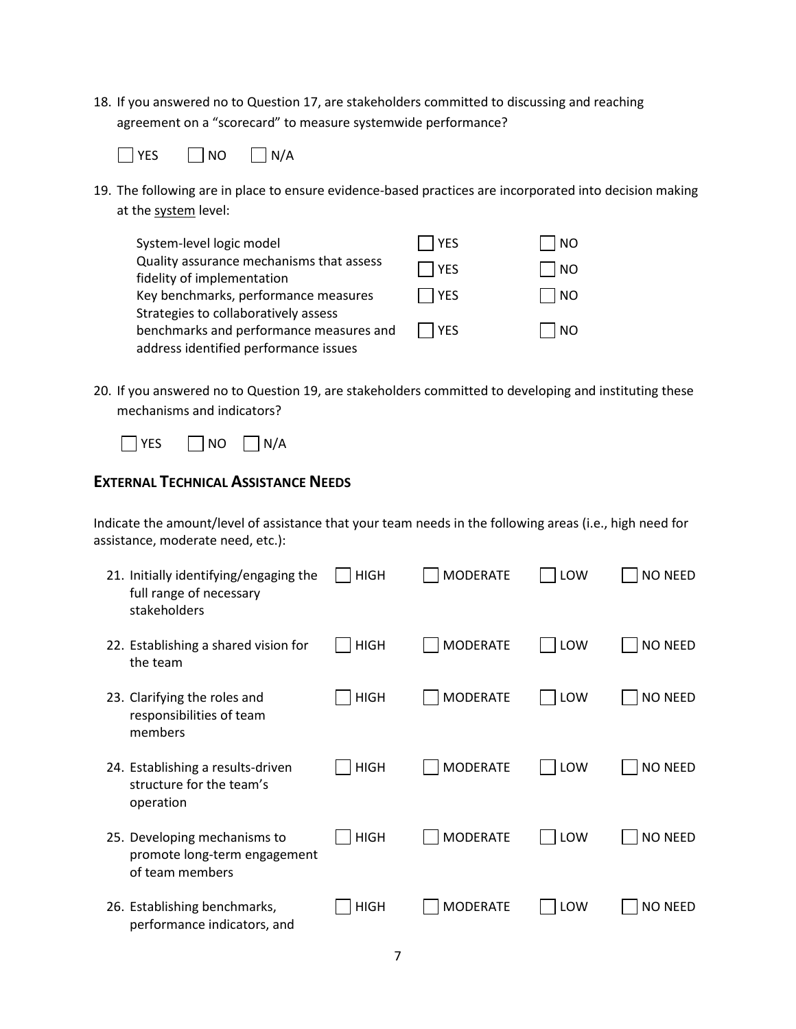18. If you answered no to Question 17, are stakeholders committed to discussing and reaching agreement on a "scorecard" to measure systemwide performance?

☐ YES ☐ NO ☐ N/A

19. The following are in place to ensure evidence-based practices are incorporated into decision making at the system level:

| | | |
|---|---|---|
| System-level logic model | ☐ YES | ☐ NO |
| Quality assurance mechanisms that assess fidelity of implementation | ☐ YES | ☐ NO |
| Key benchmarks, performance measures | ☐ YES | ☐ NO |
| Strategies to collaboratively assess benchmarks and performance measures and address identified performance issues | ☐ YES | ☐ NO |

20. If you answered no to Question 19, are stakeholders committed to developing and instituting these mechanisms and indicators?

☐ YES ☐ NO ☐ N/A

## EXTERNAL TECHNICAL ASSISTANCE NEEDS

Indicate the amount/level of assistance that your team needs in the following areas (i.e., high need for assistance, moderate need, etc.):

| | | | | |
|---|---|---|---|---|
| 21. Initially identifying/engaging the full range of necessary stakeholders | ☐ HIGH | ☐ MODERATE | ☐ LOW | ☐ NO NEED |
| 22. Establishing a shared vision for the team | ☐ HIGH | ☐ MODERATE | ☐ LOW | ☐ NO NEED |
| 23. Clarifying the roles and responsibilities of team members | ☐ HIGH | ☐ MODERATE | ☐ LOW | ☐ NO NEED |
| 24. Establishing a results-driven structure for the team's operation | ☐ HIGH | ☐ MODERATE | ☐ LOW | ☐ NO NEED |
| 25. Developing mechanisms to promote long-term engagement of team members | ☐ HIGH | ☐ MODERATE | ☐ LOW | ☐ NO NEED |
| 26. Establishing benchmarks, performance indicators, and | ☐ HIGH | ☐ MODERATE | ☐ LOW | ☐ NO NEED |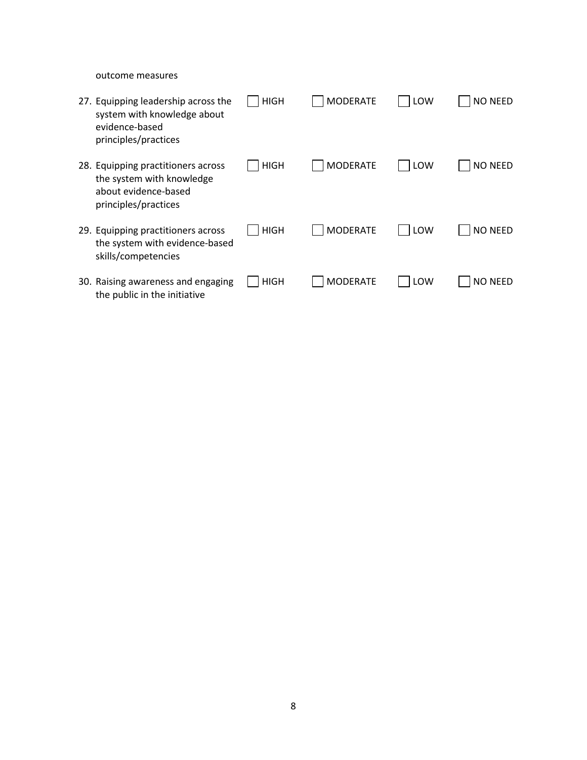outcome measures

| | | | | |
|---|---|---|---|---|
| 27. Equipping leadership across the system with knowledge about evidence-based principles/practices | ☐ HIGH | ☐ MODERATE | ☐ LOW | ☐ NO NEED |
| 28. Equipping practitioners across the system with knowledge about evidence-based principles/practices | ☐ HIGH | ☐ MODERATE | ☐ LOW | ☐ NO NEED |
| 29. Equipping practitioners across the system with evidence-based skills/competencies | ☐ HIGH | ☐ MODERATE | ☐ LOW | ☐ NO NEED |
| 30. Raising awareness and engaging the public in the initiative | ☐ HIGH | ☐ MODERATE | ☐ LOW | ☐ NO NEED |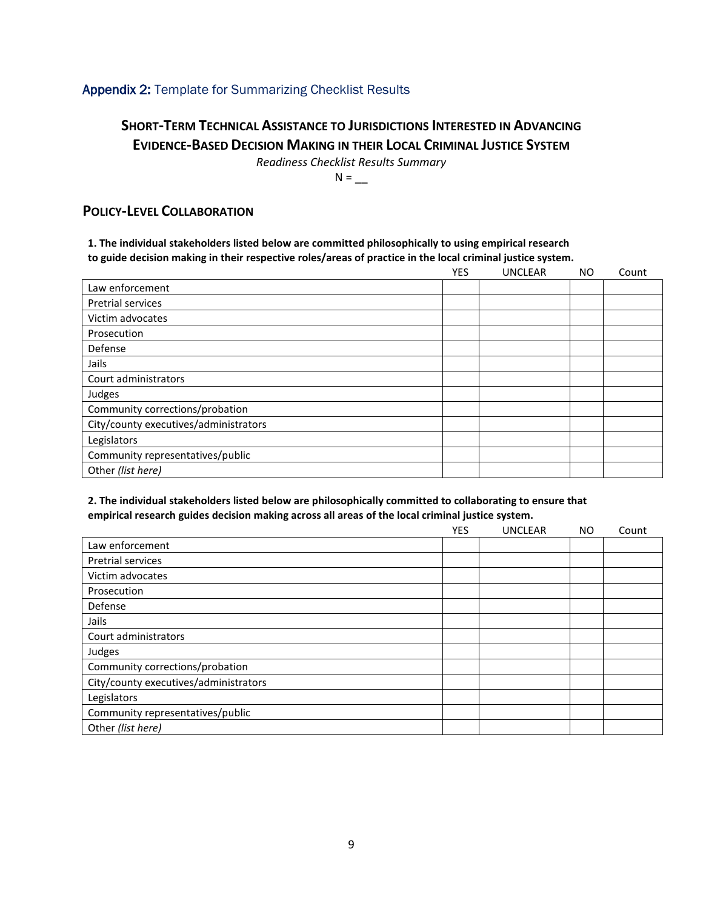## Appendix 2: Template for Summarizing Checklist Results

# Short-Term Technical Assistance to Jurisdictions Interested in Advancing Evidence-Based Decision Making in their Local Criminal Justice System

*Readiness Checklist Results Summary*

N = __

## Policy-Level Collaboration

**1. The individual stakeholders listed below are committed philosophically to using empirical research to guide decision making in their respective roles/areas of practice in the local criminal justice system.**

| | YES | UNCLEAR | NO | Count |
|---|---|---|---|---|
| Law enforcement | | | | |
| Pretrial services | | | | |
| Victim advocates | | | | |
| Prosecution | | | | |
| Defense | | | | |
| Jails | | | | |
| Court administrators | | | | |
| Judges | | | | |
| Community corrections/probation | | | | |
| City/county executives/administrators | | | | |
| Legislators | | | | |
| Community representatives/public | | | | |
| Other *(list here)* | | | | |

**2. The individual stakeholders listed below are philosophically committed to collaborating to ensure that empirical research guides decision making across all areas of the local criminal justice system.**

| | YES | UNCLEAR | NO | Count |
|---|---|---|---|---|
| Law enforcement | | | | |
| Pretrial services | | | | |
| Victim advocates | | | | |
| Prosecution | | | | |
| Defense | | | | |
| Jails | | | | |
| Court administrators | | | | |
| Judges | | | | |
| Community corrections/probation | | | | |
| City/county executives/administrators | | | | |
| Legislators | | | | |
| Community representatives/public | | | | |
| Other *(list here)* | | | | |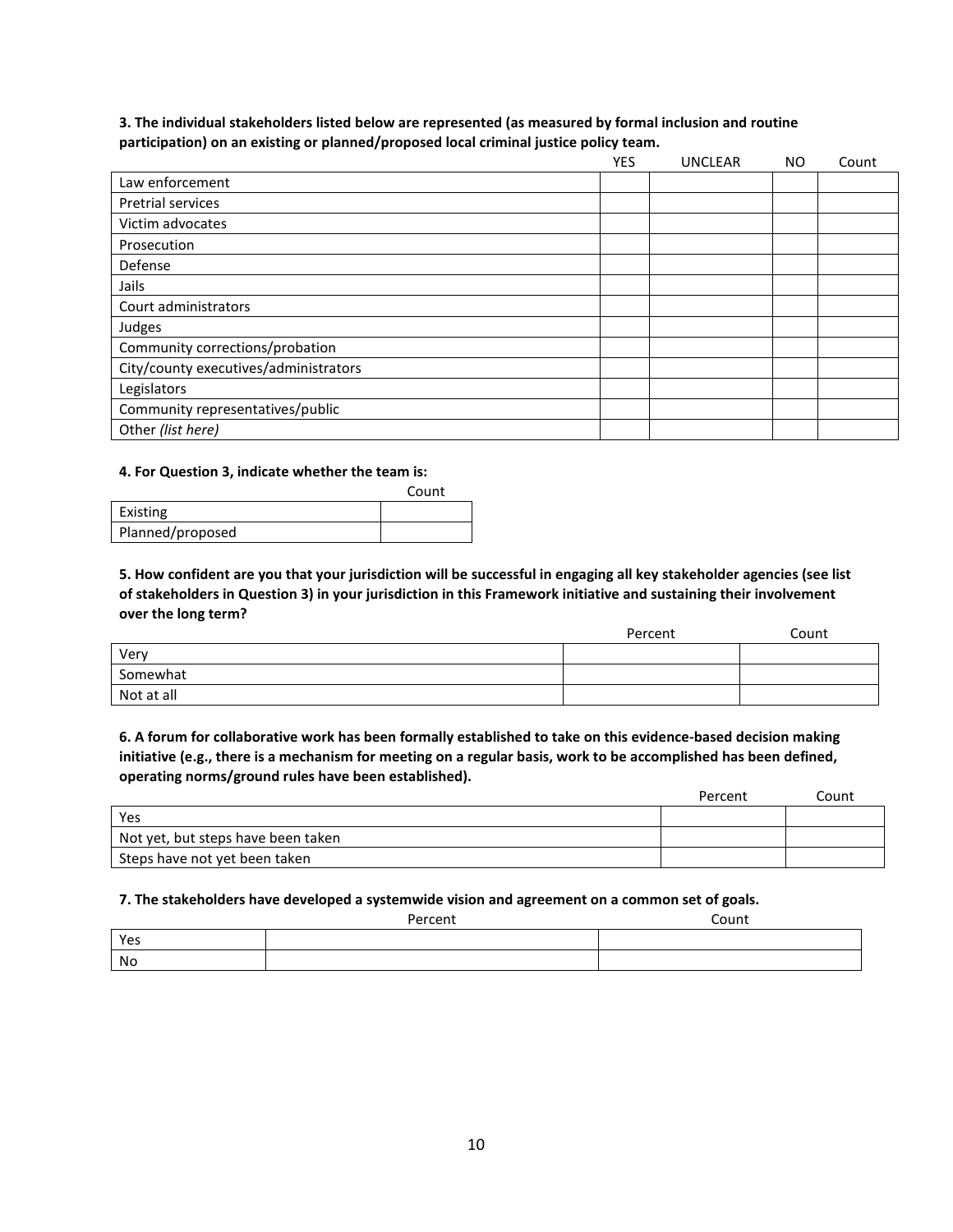**3. The individual stakeholders listed below are represented (as measured by formal inclusion and routine participation) on an existing or planned/proposed local criminal justice policy team.**

| | YES | UNCLEAR | NO | Count |
|---|---|---|---|---|
| Law enforcement | | | | |
| Pretrial services | | | | |
| Victim advocates | | | | |
| Prosecution | | | | |
| Defense | | | | |
| Jails | | | | |
| Court administrators | | | | |
| Judges | | | | |
| Community corrections/probation | | | | |
| City/county executives/administrators | | | | |
| Legislators | | | | |
| Community representatives/public | | | | |
| Other *(list here)* | | | | |

**4. For Question 3, indicate whether the team is:**

| | Count |
|---|---|
| Existing | |
| Planned/proposed | |

**5. How confident are you that your jurisdiction will be successful in engaging all key stakeholder agencies (see list of stakeholders in Question 3) in your jurisdiction in this Framework initiative and sustaining their involvement over the long term?**

| | Percent | Count |
|---|---|---|
| Very | | |
| Somewhat | | |
| Not at all | | |

**6. A forum for collaborative work has been formally established to take on this evidence-based decision making initiative (e.g., there is a mechanism for meeting on a regular basis, work to be accomplished has been defined, operating norms/ground rules have been established).**

| | Percent | Count |
|---|---|---|
| Yes | | |
| Not yet, but steps have been taken | | |
| Steps have not yet been taken | | |

**7. The stakeholders have developed a systemwide vision and agreement on a common set of goals.**

| | Percent | Count |
|---|---|---|
| Yes | | |
| No | | |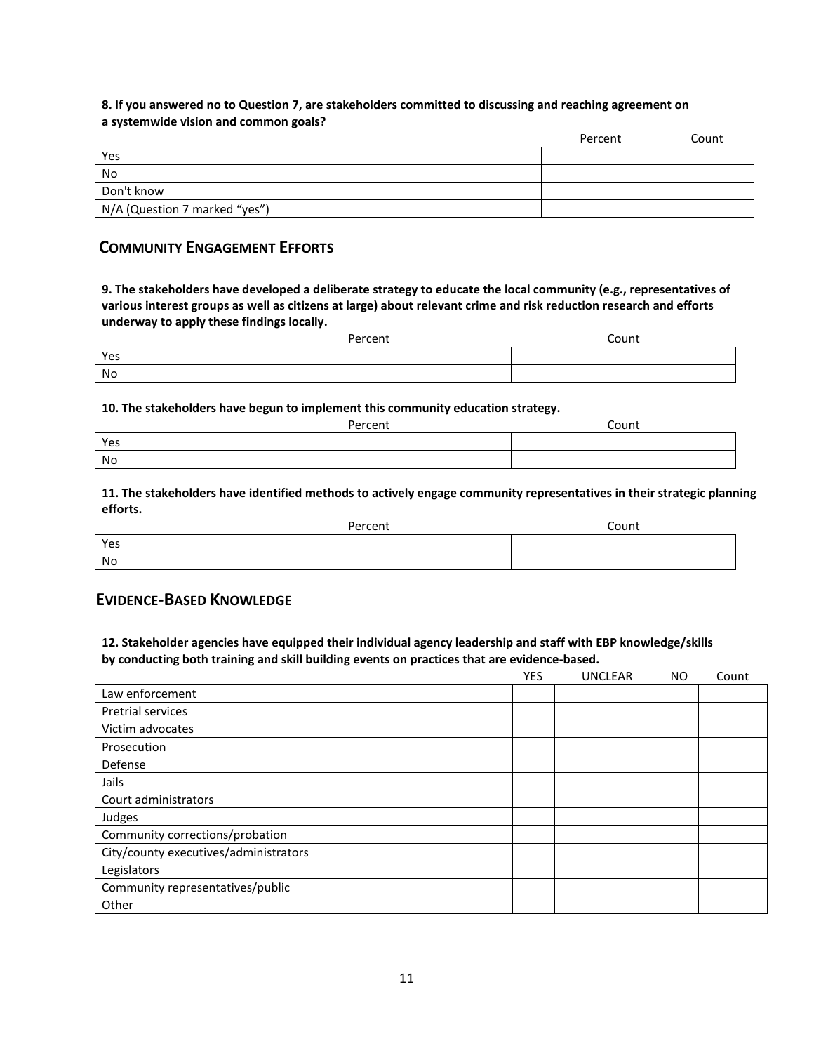**8. If you answered no to Question 7, are stakeholders committed to discussing and reaching agreement on a systemwide vision and common goals?**

| | Percent | Count |
|---|---|---|
| Yes | | |
| No | | |
| Don't know | | |
| N/A (Question 7 marked "yes") | | |

## Community Engagement Efforts

**9. The stakeholders have developed a deliberate strategy to educate the local community (e.g., representatives of various interest groups as well as citizens at large) about relevant crime and risk reduction research and efforts underway to apply these findings locally.**

| | Percent | Count |
|---|---|---|
| Yes | | |
| No | | |

**10. The stakeholders have begun to implement this community education strategy.**

| | Percent | Count |
|---|---|---|
| Yes | | |
| No | | |

**11. The stakeholders have identified methods to actively engage community representatives in their strategic planning efforts.**

| | Percent | Count |
|---|---|---|
| Yes | | |
| No | | |

## Evidence-Based Knowledge

**12. Stakeholder agencies have equipped their individual agency leadership and staff with EBP knowledge/skills by conducting both training and skill building events on practices that are evidence-based.**

| | YES | UNCLEAR | NO | Count |
|---|---|---|---|---|
| Law enforcement | | | | |
| Pretrial services | | | | |
| Victim advocates | | | | |
| Prosecution | | | | |
| Defense | | | | |
| Jails | | | | |
| Court administrators | | | | |
| Judges | | | | |
| Community corrections/probation | | | | |
| City/county executives/administrators | | | | |
| Legislators | | | | |
| Community representatives/public | | | | |
| Other | | | | |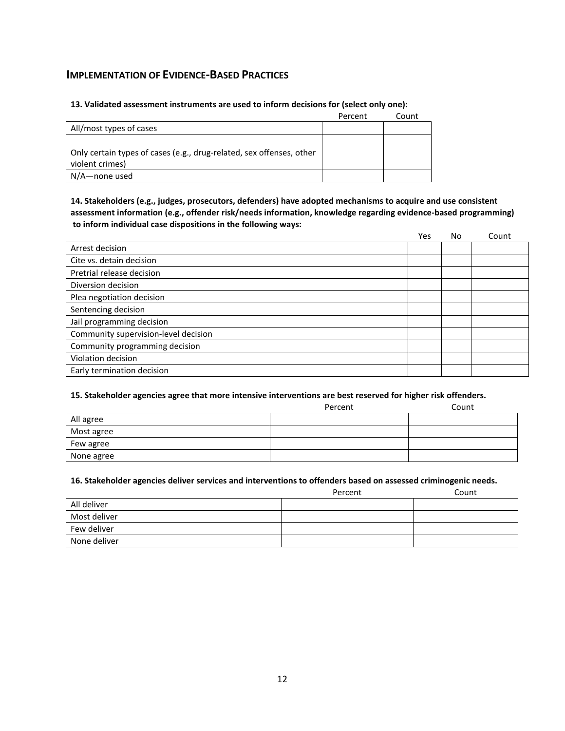## Implementation of Evidence-Based Practices

**13. Validated assessment instruments are used to inform decisions for (select only one):**

| | Percent | Count |
|---|---|---|
| All/most types of cases | | |
| Only certain types of cases (e.g., drug-related, sex offenses, other violent crimes) | | |
| N/A—none used | | |

**14. Stakeholders (e.g., judges, prosecutors, defenders) have adopted mechanisms to acquire and use consistent assessment information (e.g., offender risk/needs information, knowledge regarding evidence-based programming) to inform individual case dispositions in the following ways:**

| | Yes | No | Count |
|---|---|---|---|
| Arrest decision | | | |
| Cite vs. detain decision | | | |
| Pretrial release decision | | | |
| Diversion decision | | | |
| Plea negotiation decision | | | |
| Sentencing decision | | | |
| Jail programming decision | | | |
| Community supervision-level decision | | | |
| Community programming decision | | | |
| Violation decision | | | |
| Early termination decision | | | |

**15. Stakeholder agencies agree that more intensive interventions are best reserved for higher risk offenders.**

| | Percent | Count |
|---|---|---|
| All agree | | |
| Most agree | | |
| Few agree | | |
| None agree | | |

**16. Stakeholder agencies deliver services and interventions to offenders based on assessed criminogenic needs.**

| | Percent | Count |
|---|---|---|
| All deliver | | |
| Most deliver | | |
| Few deliver | | |
| None deliver | | |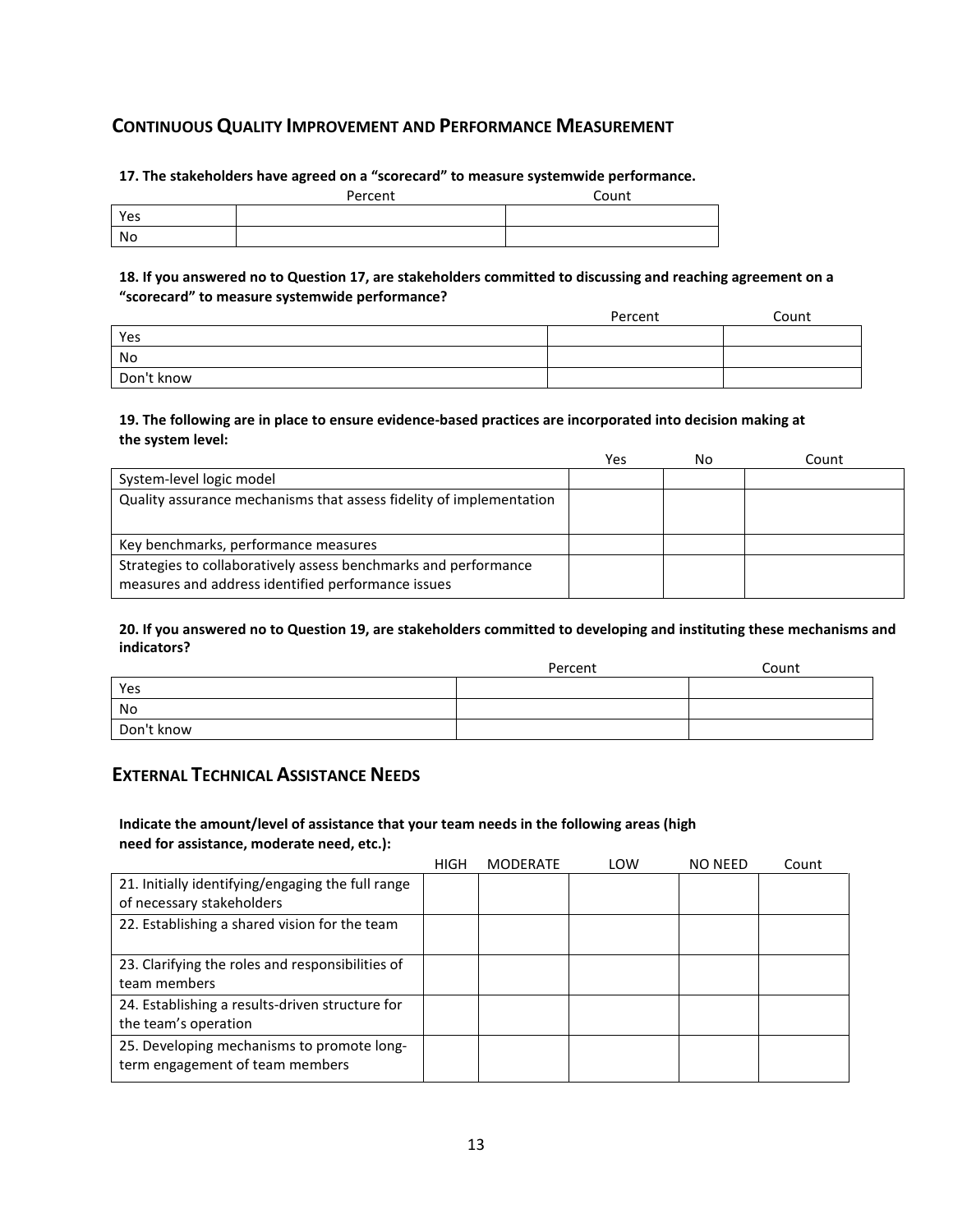## Continuous Quality Improvement and Performance Measurement

**17. The stakeholders have agreed on a "scorecard" to measure systemwide performance.**

| | Percent | Count |
|---|---|---|
| Yes | | |
| No | | |

**18. If you answered no to Question 17, are stakeholders committed to discussing and reaching agreement on a "scorecard" to measure systemwide performance?**

| | Percent | Count |
|---|---|---|
| Yes | | |
| No | | |
| Don't know | | |

**19. The following are in place to ensure evidence-based practices are incorporated into decision making at the system level:**

| | Yes | No | Count |
|---|---|---|---|
| System-level logic model | | | |
| Quality assurance mechanisms that assess fidelity of implementation | | | |
| Key benchmarks, performance measures | | | |
| Strategies to collaboratively assess benchmarks and performance measures and address identified performance issues | | | |

**20. If you answered no to Question 19, are stakeholders committed to developing and instituting these mechanisms and indicators?**

| | Percent | Count |
|---|---|---|
| Yes | | |
| No | | |
| Don't know | | |

## External Technical Assistance Needs

**Indicate the amount/level of assistance that your team needs in the following areas (high need for assistance, moderate need, etc.):**

| | HIGH | MODERATE | LOW | NO NEED | Count |
|---|---|---|---|---|---|
| 21. Initially identifying/engaging the full range of necessary stakeholders | | | | | |
| 22. Establishing a shared vision for the team | | | | | |
| 23. Clarifying the roles and responsibilities of team members | | | | | |
| 24. Establishing a results-driven structure for the team's operation | | | | | |
| 25. Developing mechanisms to promote long-term engagement of team members | | | | | |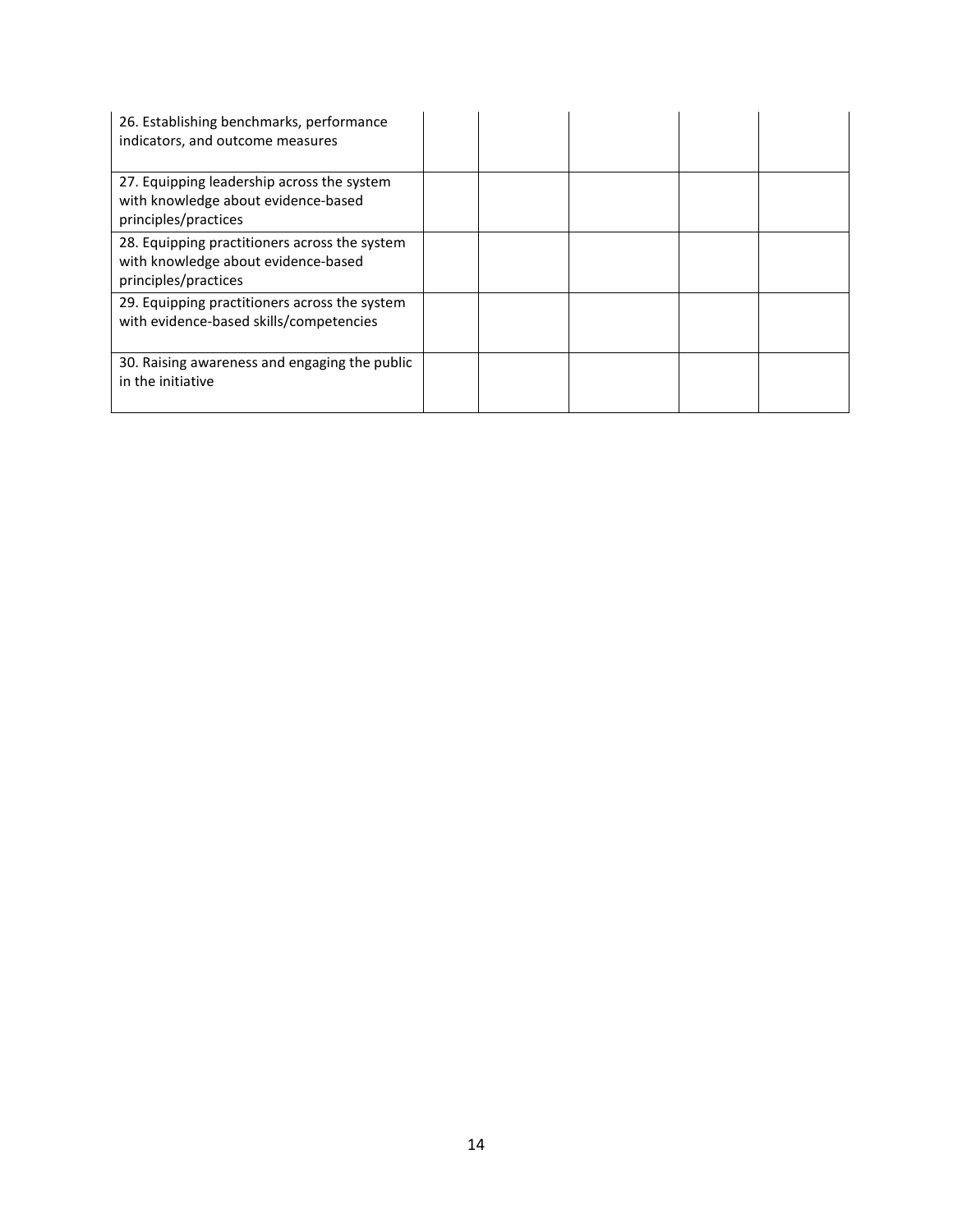| | | | | | |
|---|---|---|---|---|---|
| 26. Establishing benchmarks, performance indicators, and outcome measures | | | | | |
| 27. Equipping leadership across the system with knowledge about evidence-based principles/practices | | | | | |
| 28. Equipping practitioners across the system with knowledge about evidence-based principles/practices | | | | | |
| 29. Equipping practitioners across the system with evidence-based skills/competencies | | | | | |
| 30. Raising awareness and engaging the public in the initiative | | | | | |